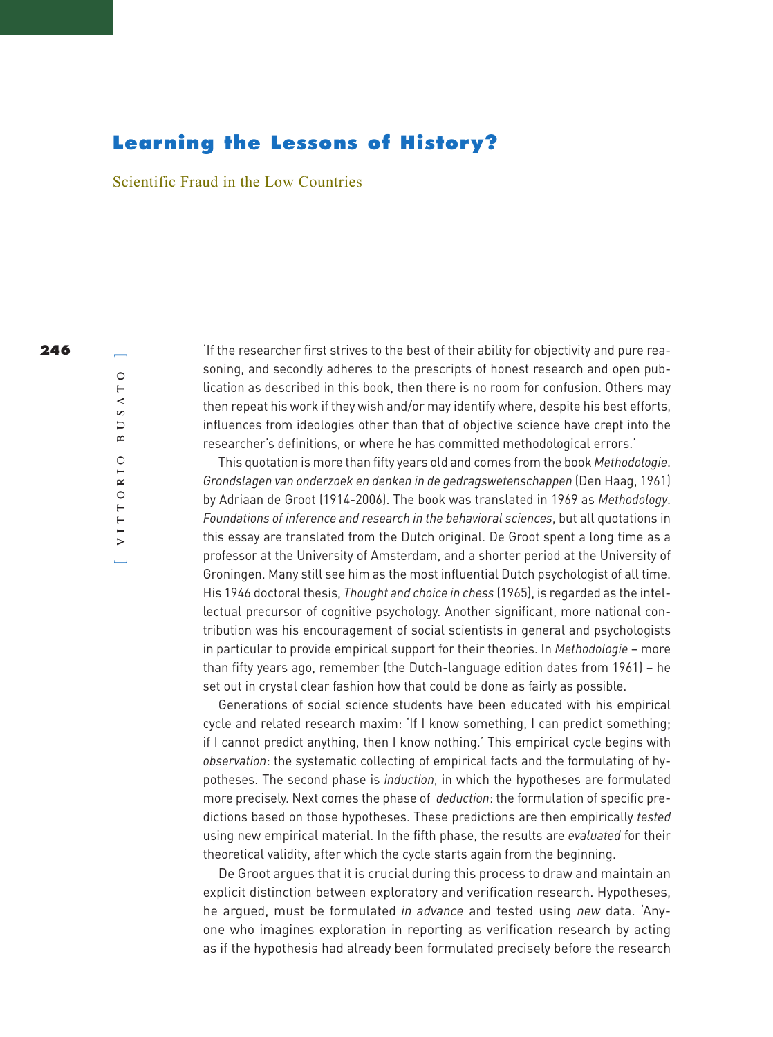# Learning the Lessons of History?

Scientific Fraud in the Low Countries

'If the researcher first strives to the best of their ability for objectivity and pure reasoning, and secondly adheres to the prescripts of honest research and open publication as described in this book, then there is no room for confusion. Others may then repeat his work if they wish and/or may identify where, despite his best efforts, influences from ideologies other than that of objective science have crept into the researcher's definitions, or where he has committed methodological errors.'

This quotation is more than fifty years old and comes from the book *Methodologie. Grondslagen van onderzoek en denken in de gedragswetenschappen* (Den Haag, 1961) by Adriaan de Groot (1914-2006). The book was translated in 1969 as *Methodology. Foundations of inference and research in the behavioral sciences*, but all quotations in this essay are translated from the Dutch original. De Groot spent a long time as a professor at the University of Amsterdam, and a shorter period at the University of Groningen. Many still see him as the most influential Dutch psychologist of all time. His 1946 doctoral thesis, *Thought and choice in chess* (1965), is regarded as the intellectual precursor of cognitive psychology. Another significant, more national contribution was his encouragement of social scientists in general and psychologists in particular to provide empirical support for their theories. In *Methodologie* – more than fifty years ago, remember (the Dutch-language edition dates from 1961) – he set out in crystal clear fashion how that could be done as fairly as possible.

Generations of social science students have been educated with his empirical cycle and related research maxim: 'If I know something, I can predict something; if I cannot predict anything, then I know nothing.' This empirical cycle begins with *observation*: the systematic collecting of empirical facts and the formulating of hypotheses. The second phase is *induction*, in which the hypotheses are formulated more precisely. Next comes the phase of *deduction*: the formulation of specific predictions based on those hypotheses. These predictions are then empirically *tested* using new empirical material. In the fifth phase, the results are *evaluated* for their theoretical validity, after which the cycle starts again from the beginning.

De Groot argues that it is crucial during this process to draw and maintain an explicit distinction between exploratory and verification research. Hypotheses, he argued, must be formulated *in advance* and tested using *new* data. 'Anyone who imagines exploration in reporting as verification research by acting as if the hypothesis had already been formulated precisely before the research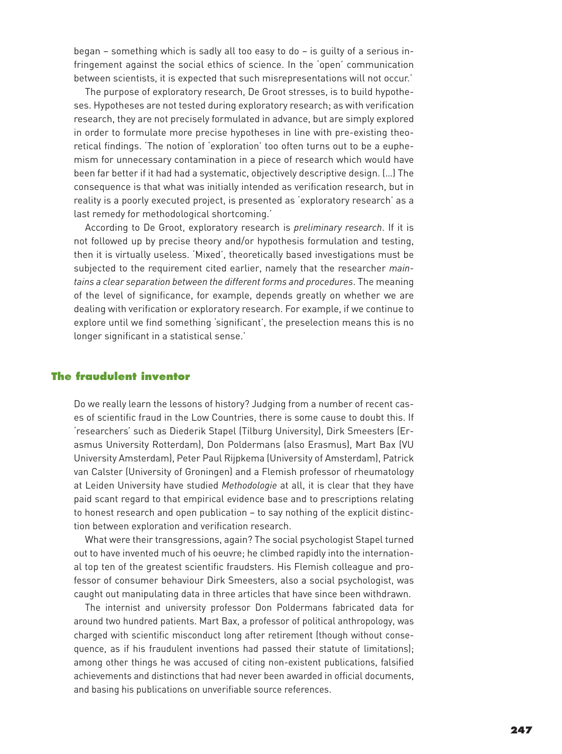began – something which is sadly all too easy to do – is guilty of a serious infringement against the social ethics of science. In the 'open' communication between scientists, it is expected that such misrepresentations will not occur.'

The purpose of exploratory research, De Groot stresses, is to build hypotheses. Hypotheses are not tested during exploratory research; as with verification research, they are not precisely formulated in advance, but are simply explored in order to formulate more precise hypotheses in line with pre-existing theoretical findings. 'The notion of 'exploration' too often turns out to be a euphemism for unnecessary contamination in a piece of research which would have been far better if it had had a systematic, objectively descriptive design. (...) The consequence is that what was initially intended as verification research, but in reality is a poorly executed project, is presented as 'exploratory research' as a last remedy for methodological shortcoming.'

According to De Groot, exploratory research is *preliminary research*. If it is not followed up by precise theory and/or hypothesis formulation and testing, then it is virtually useless. 'Mixed', theoretically based investigations must be subjected to the requirement cited earlier, namely that the researcher *maintains a clear separation between the different forms and procedures*. The meaning of the level of significance, for example, depends greatly on whether we are dealing with verification or exploratory research. For example, if we continue to explore until we find something 'significant', the preselection means this is no longer significant in a statistical sense.'

### The fraudulent inventor

Do we really learn the lessons of history? Judging from a number of recent cases of scientific fraud in the Low Countries, there is some cause to doubt this. If 'researchers' such as Diederik Stapel (Tilburg University), Dirk Smeesters (Erasmus University Rotterdam), Don Poldermans (also Erasmus), Mart Bax (VU University Amsterdam), Peter Paul Rijpkema (University of Amsterdam), Patrick van Calster (University of Groningen) and a Flemish professor of rheumatology at Leiden University have studied *Methodologie* at all, it is clear that they have paid scant regard to that empirical evidence base and to prescriptions relating to honest research and open publication – to say nothing of the explicit distinction between exploration and verification research.

What were their transgressions, again? The social psychologist Stapel turned out to have invented much of his oeuvre; he climbed rapidly into the international top ten of the greatest scientific fraudsters. His Flemish colleague and professor of consumer behaviour Dirk Smeesters, also a social psychologist, was caught out manipulating data in three articles that have since been withdrawn.

The internist and university professor Don Poldermans fabricated data for around two hundred patients. Mart Bax, a professor of political anthropology, was charged with scientific misconduct long after retirement (though without consequence, as if his fraudulent inventions had passed their statute of limitations); among other things he was accused of citing non-existent publications, falsified achievements and distinctions that had never been awarded in official documents, and basing his publications on unverifiable source references.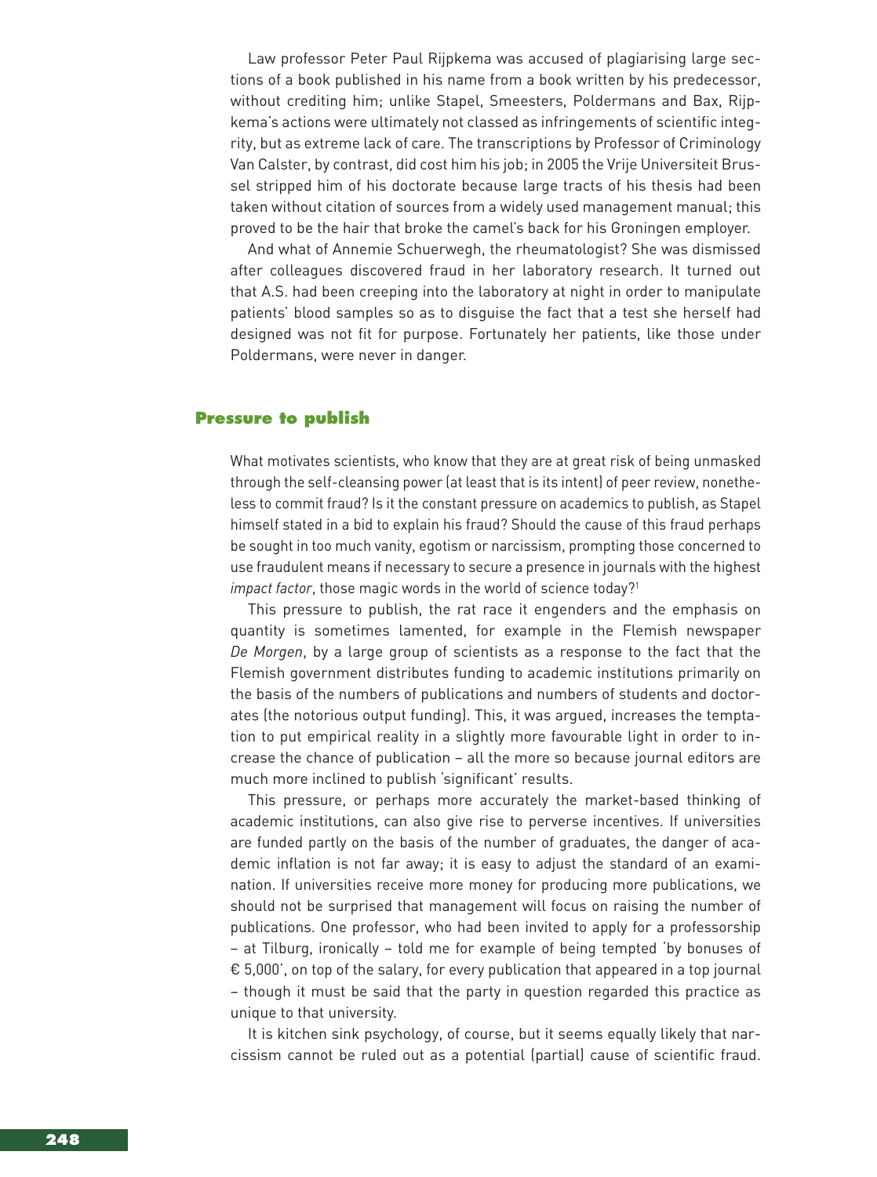Law professor Peter Paul Rijpkema was accused of plagiarising large sections of a book published in his name from a book written by his predecessor, without crediting him; unlike Stapel, Smeesters, Poldermans and Bax, Rijpkema's actions were ultimately not classed as infringements of scientific integrity, but as extreme lack of care. The transcriptions by Professor of Criminology Van Calster, by contrast, did cost him his job; in 2005 the Vrije Universiteit Brussel stripped him of his doctorate because large tracts of his thesis had been taken without citation of sources from a widely used management manual; this proved to be the hair that broke the camel's back for his Groningen employer.

And what of Annemie Schuerwegh, the rheumatologist? She was dismissed after colleagues discovered fraud in her laboratory research. It turned out that A.S. had been creeping into the laboratory at night in order to manipulate patients' blood samples so as to disguise the fact that a test she herself had designed was not fit for purpose. Fortunately her patients, like those under Poldermans, were never in danger.

## Pressure to publish

What motivates scientists, who know that they are at great risk of being unmasked through the self-cleansing power (at least that is its intent) of peer review, nonetheless to commit fraud? Is it the constant pressure on academics to publish, as Stapel himself stated in a bid to explain his fraud? Should the cause of this fraud perhaps be sought in too much vanity, egotism or narcissism, prompting those concerned to use fraudulent means if necessary to secure a presence in journals with the highest *impact factor*, those magic words in the world of science today?[1]

This pressure to publish, the rat race it engenders and the emphasis on quantity is sometimes lamented, for example in the Flemish newspaper *De Morgen*, by a large group of scientists as a response to the fact that the Flemish government distributes funding to academic institutions primarily on the basis of the numbers of publications and numbers of students and doctorates (the notorious output funding). This, it was argued, increases the temptation to put empirical reality in a slightly more favourable light in order to increase the chance of publication – all the more so because journal editors are much more inclined to publish 'significant' results.

This pressure, or perhaps more accurately the market-based thinking of academic institutions, can also give rise to perverse incentives. If universities are funded partly on the basis of the number of graduates, the danger of academic inflation is not far away; it is easy to adjust the standard of an examination. If universities receive more money for producing more publications, we should not be surprised that management will focus on raising the number of publications. One professor, who had been invited to apply for a professorship – at Tilburg, ironically – told me for example of being tempted 'by bonuses of € 5,000', on top of the salary, for every publication that appeared in a top journal – though it must be said that the party in question regarded this practice as unique to that university.

It is kitchen sink psychology, of course, but it seems equally likely that narcissism cannot be ruled out as a potential (partial) cause of scientific fraud.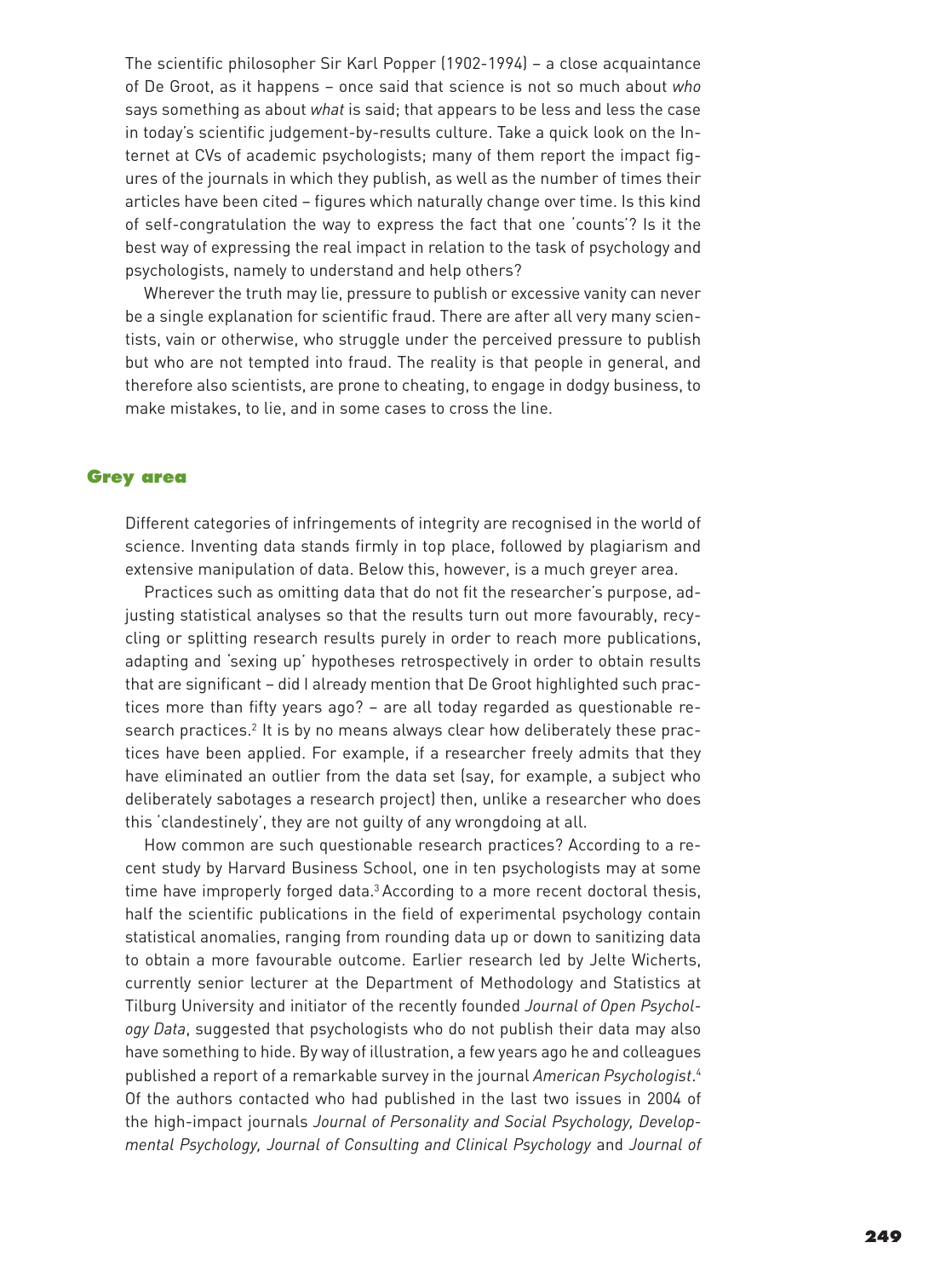The scientific philosopher Sir Karl Popper (1902-1994) – a close acquaintance of De Groot, as it happens – once said that science is not so much about *who* says something as about *what* is said; that appears to be less and less the case in today's scientific judgement-by-results culture. Take a quick look on the Internet at CVs of academic psychologists; many of them report the impact figures of the journals in which they publish, as well as the number of times their articles have been cited – figures which naturally change over time. Is this kind of self-congratulation the way to express the fact that one 'counts'? Is it the best way of expressing the real impact in relation to the task of psychology and psychologists, namely to understand and help others?

Wherever the truth may lie, pressure to publish or excessive vanity can never be a single explanation for scientific fraud. There are after all very many scientists, vain or otherwise, who struggle under the perceived pressure to publish but who are not tempted into fraud. The reality is that people in general, and therefore also scientists, are prone to cheating, to engage in dodgy business, to make mistakes, to lie, and in some cases to cross the line.

## Grey area

Different categories of infringements of integrity are recognised in the world of science. Inventing data stands firmly in top place, followed by plagiarism and extensive manipulation of data. Below this, however, is a much greyer area.

Practices such as omitting data that do not fit the researcher's purpose, adjusting statistical analyses so that the results turn out more favourably, recycling or splitting research results purely in order to reach more publications, adapting and 'sexing up' hypotheses retrospectively in order to obtain results that are significant – did I already mention that De Groot highlighted such practices more than fifty years ago? – are all today regarded as questionable research practices.[2] It is by no means always clear how deliberately these practices have been applied. For example, if a researcher freely admits that they have eliminated an outlier from the data set (say, for example, a subject who deliberately sabotages a research project) then, unlike a researcher who does this 'clandestinely', they are not guilty of any wrongdoing at all.

How common are such questionable research practices? According to a recent study by Harvard Business School, one in ten psychologists may at some time have improperly forged data.[3] According to a more recent doctoral thesis, half the scientific publications in the field of experimental psychology contain statistical anomalies, ranging from rounding data up or down to sanitizing data to obtain a more favourable outcome. Earlier research led by Jelte Wicherts, currently senior lecturer at the Department of Methodology and Statistics at Tilburg University and initiator of the recently founded *Journal of Open Psychology Data*, suggested that psychologists who do not publish their data may also have something to hide. By way of illustration, a few years ago he and colleagues published a report of a remarkable survey in the journal *American Psychologist*.[4] Of the authors contacted who had published in the last two issues in 2004 of the high-impact journals *Journal of Personality and Social Psychology, Developmental Psychology, Journal of Consulting and Clinical Psychology* and *Journal of*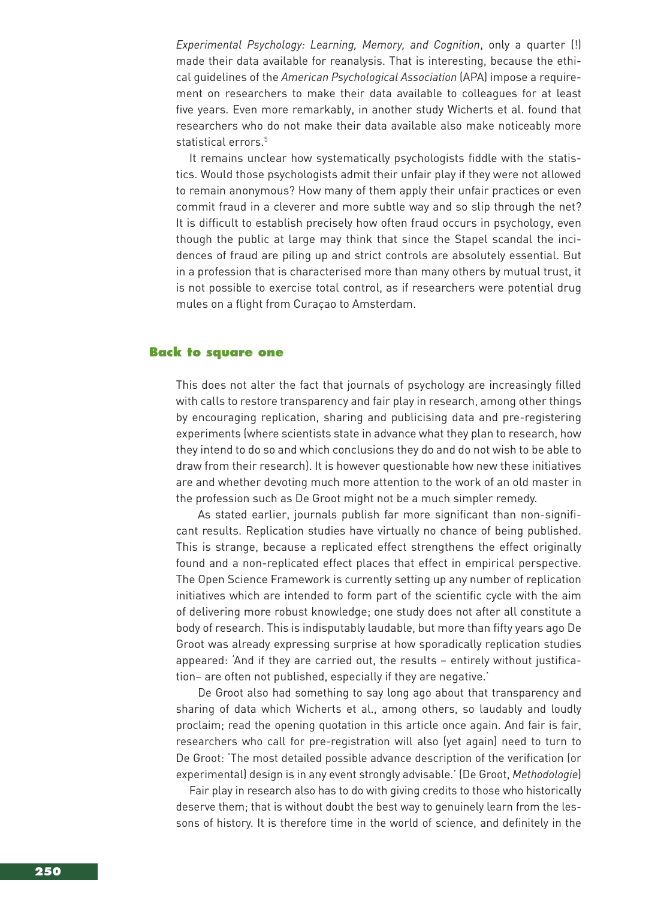*Experimental Psychology: Learning, Memory, and Cognition*, only a quarter (!) made their data available for reanalysis. That is interesting, because the ethical guidelines of the *American Psychological Association* (APA) impose a requirement on researchers to make their data available to colleagues for at least five years. Even more remarkably, in another study Wicherts et al. found that researchers who do not make their data available also make noticeably more statistical errors.[5]

It remains unclear how systematically psychologists fiddle with the statistics. Would those psychologists admit their unfair play if they were not allowed to remain anonymous? How many of them apply their unfair practices or even commit fraud in a cleverer and more subtle way and so slip through the net? It is difficult to establish precisely how often fraud occurs in psychology, even though the public at large may think that since the Stapel scandal the incidences of fraud are piling up and strict controls are absolutely essential. But in a profession that is characterised more than many others by mutual trust, it is not possible to exercise total control, as if researchers were potential drug mules on a flight from Curaçao to Amsterdam.

## Back to square one

This does not alter the fact that journals of psychology are increasingly filled with calls to restore transparency and fair play in research, among other things by encouraging replication, sharing and publicising data and pre-registering experiments (where scientists state in advance what they plan to research, how they intend to do so and which conclusions they do and do not wish to be able to draw from their research). It is however questionable how new these initiatives are and whether devoting much more attention to the work of an old master in the profession such as De Groot might not be a much simpler remedy.

As stated earlier, journals publish far more significant than non-significant results. Replication studies have virtually no chance of being published. This is strange, because a replicated effect strengthens the effect originally found and a non-replicated effect places that effect in empirical perspective. The Open Science Framework is currently setting up any number of replication initiatives which are intended to form part of the scientific cycle with the aim of delivering more robust knowledge; one study does not after all constitute a body of research. This is indisputably laudable, but more than fifty years ago De Groot was already expressing surprise at how sporadically replication studies appeared: 'And if they are carried out, the results – entirely without justification– are often not published, especially if they are negative.'

De Groot also had something to say long ago about that transparency and sharing of data which Wicherts et al., among others, so laudably and loudly proclaim; read the opening quotation in this article once again. And fair is fair, researchers who call for pre-registration will also (yet again) need to turn to De Groot: 'The most detailed possible advance description of the verification (or experimental) design is in any event strongly advisable.' (De Groot, *Methodologie*)

Fair play in research also has to do with giving credits to those who historically deserve them; that is without doubt the best way to genuinely learn from the lessons of history. It is therefore time in the world of science, and definitely in the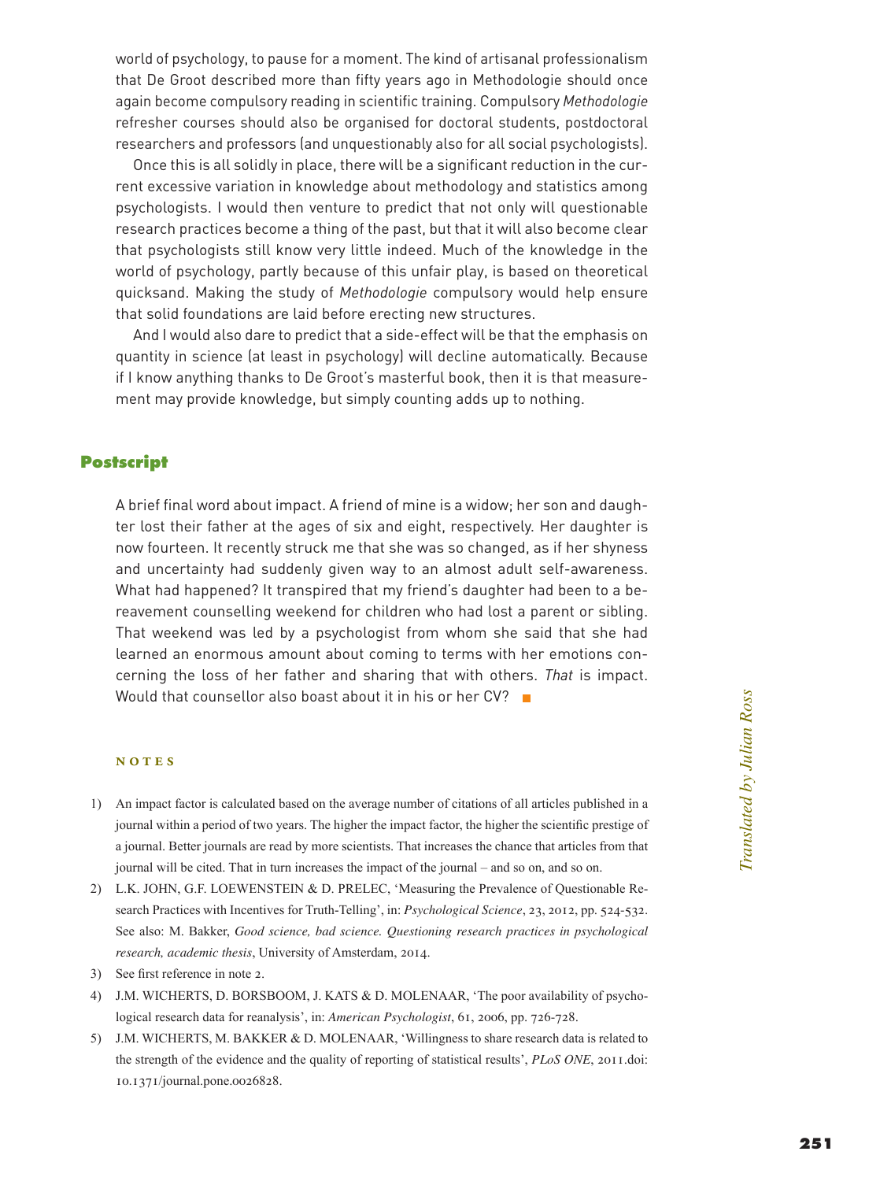world of psychology, to pause for a moment. The kind of artisanal professionalism that De Groot described more than fifty years ago in Methodologie should once again become compulsory reading in scientific training. Compulsory *Methodologie* refresher courses should also be organised for doctoral students, postdoctoral researchers and professors (and unquestionably also for all social psychologists).

Once this is all solidly in place, there will be a significant reduction in the current excessive variation in knowledge about methodology and statistics among psychologists. I would then venture to predict that not only will questionable research practices become a thing of the past, but that it will also become clear that psychologists still know very little indeed. Much of the knowledge in the world of psychology, partly because of this unfair play, is based on theoretical quicksand. Making the study of *Methodologie* compulsory would help ensure that solid foundations are laid before erecting new structures.

And I would also dare to predict that a side-effect will be that the emphasis on quantity in science (at least in psychology) will decline automatically. Because if I know anything thanks to De Groot's masterful book, then it is that measurement may provide knowledge, but simply counting adds up to nothing.

## Postscript

A brief final word about impact. A friend of mine is a widow; her son and daughter lost their father at the ages of six and eight, respectively. Her daughter is now fourteen. It recently struck me that she was so changed, as if her shyness and uncertainty had suddenly given way to an almost adult self-awareness. What had happened? It transpired that my friend's daughter had been to a bereavement counselling weekend for children who had lost a parent or sibling. That weekend was led by a psychologist from whom she said that she had learned an enormous amount about coming to terms with her emotions concerning the loss of her father and sharing that with others. *That* is impact. Would that counsellor also boast about it in his or her CV?

*Translated by Julian Ross*

### NOTES

1) An impact factor is calculated based on the average number of citations of all articles published in a journal within a period of two years. The higher the impact factor, the higher the scientific prestige of a journal. Better journals are read by more scientists. That increases the chance that articles from that journal will be cited. That in turn increases the impact of the journal – and so on, and so on.
2) L.K. JOHN, G.F. LOEWENSTEIN & D. PRELEC, 'Measuring the Prevalence of Questionable Research Practices with Incentives for Truth-Telling', in: *Psychological Science*, 23, 2012, pp. 524-532. See also: M. Bakker, *Good science, bad science. Questioning research practices in psychological research, academic thesis*, University of Amsterdam, 2014.
3) See first reference in note 2.
4) J.M. WICHERTS, D. BORSBOOM, J. KATS & D. MOLENAAR, 'The poor availability of psychological research data for reanalysis', in: *American Psychologist*, 61, 2006, pp. 726-728.
5) J.M. WICHERTS, M. BAKKER & D. MOLENAAR, 'Willingness to share research data is related to the strength of the evidence and the quality of reporting of statistical results', *PLoS ONE*, 2011.doi: 10.1371/journal.pone.0026828.